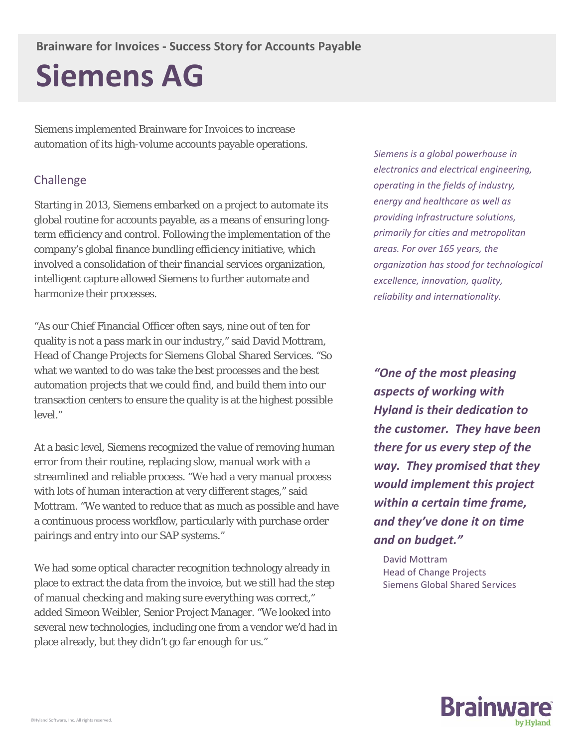**Brainware for Invoices - Success Story for Accounts Payable**

# Siemens AG

Siemens implemented Brainware for Invoices to increase automation of its high-volume accounts payable operations.

*Siemens is a global powerhouse in electronics and electrical engineering, operating in the fields of industry, energy and healthcare as well as providing infrastructure solutions, primarily for cities and metropolitan areas. For over 165 years, the organization has stood for technological excellence, innovation, quality, reliability and internationality.*

## Challenge

Starting in 2013, Siemens embarked on a project to automate its global routine for accounts payable, as a means of ensuring long-term efficiency and control. Following the implementation of the company's global finance bundling efficiency initiative, which involved a consolidation of their financial services organization, intelligent capture allowed Siemens to further automate and harmonize their processes.

"As our Chief Financial Officer often says, nine out of ten for quality is not a pass mark in our industry," said David Mottram, Head of Change Projects for Siemens Global Shared Services. "So what we wanted to do was take the best processes and the best automation projects that we could find, and build them into our transaction centers to ensure the quality is at the highest possible level."

At a basic level, Siemens recognized the value of removing human error from their routine, replacing slow, manual work with a streamlined and reliable process. "We had a very manual process with lots of human interaction at very different stages," said Mottram. "We wanted to reduce that as much as possible and have a continuous process workflow, particularly with purchase order pairings and entry into our SAP systems."

We had some optical character recognition technology already in place to extract the data from the invoice, but we still had the step of manual checking and making sure everything was correct," added Simeon Weibler, Senior Project Manager. "We looked into several new technologies, including one from a vendor we'd had in place already, but they didn't go far enough for us."

***"One of the most pleasing aspects of working with Hyland is their dedication to the customer. They have been there for us every step of the way. They promised that they would implement this project within a certain time frame, and they've done it on time and on budget."***

David Mottram
Head of Change Projects
Siemens Global Shared Services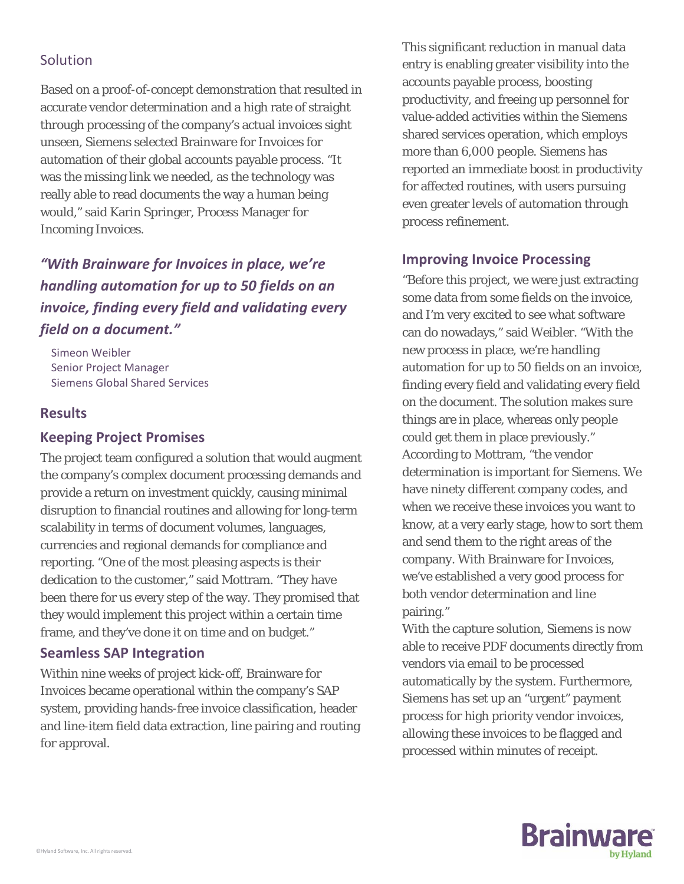## Solution

Based on a proof-of-concept demonstration that resulted in accurate vendor determination and a high rate of straight through processing of the company's actual invoices sight unseen, Siemens selected Brainware for Invoices for automation of their global accounts payable process. "It was the missing link we needed, as the technology was really able to read documents the way a human being would," said Karin Springer, Process Manager for Incoming Invoices.

> ***"With Brainware for Invoices in place, we're handling automation for up to 50 fields on an invoice, finding every field and validating every field on a document."***
>
> Simeon Weibler
> Senior Project Manager
> Siemens Global Shared Services

## Results

### Keeping Project Promises

The project team configured a solution that would augment the company's complex document processing demands and provide a return on investment quickly, causing minimal disruption to financial routines and allowing for long-term scalability in terms of document volumes, languages, currencies and regional demands for compliance and reporting. "One of the most pleasing aspects is their dedication to the customer," said Mottram. "They have been there for us every step of the way. They promised that they would implement this project within a certain time frame, and they've done it on time and on budget."

### Seamless SAP Integration

Within nine weeks of project kick-off, Brainware for Invoices became operational within the company's SAP system, providing hands-free invoice classification, header and line-item field data extraction, line pairing and routing for approval.

This significant reduction in manual data entry is enabling greater visibility into the accounts payable process, boosting productivity, and freeing up personnel for value-added activities within the Siemens shared services operation, which employs more than 6,000 people. Siemens has reported an immediate boost in productivity for affected routines, with users pursuing even greater levels of automation through process refinement.

### Improving Invoice Processing

"Before this project, we were just extracting some data from some fields on the invoice, and I'm very excited to see what software can do nowadays," said Weibler. "With the new process in place, we're handling automation for up to 50 fields on an invoice, finding every field and validating every field on the document. The solution makes sure things are in place, whereas only people could get them in place previously."

According to Mottram, "the vendor determination is important for Siemens. We have ninety different company codes, and when we receive these invoices you want to know, at a very early stage, how to sort them and send them to the right areas of the company. With Brainware for Invoices, we've established a very good process for both vendor determination and line pairing."

With the capture solution, Siemens is now able to receive PDF documents directly from vendors via email to be processed automatically by the system. Furthermore, Siemens has set up an "urgent" payment process for high priority vendor invoices, allowing these invoices to be flagged and processed within minutes of receipt.